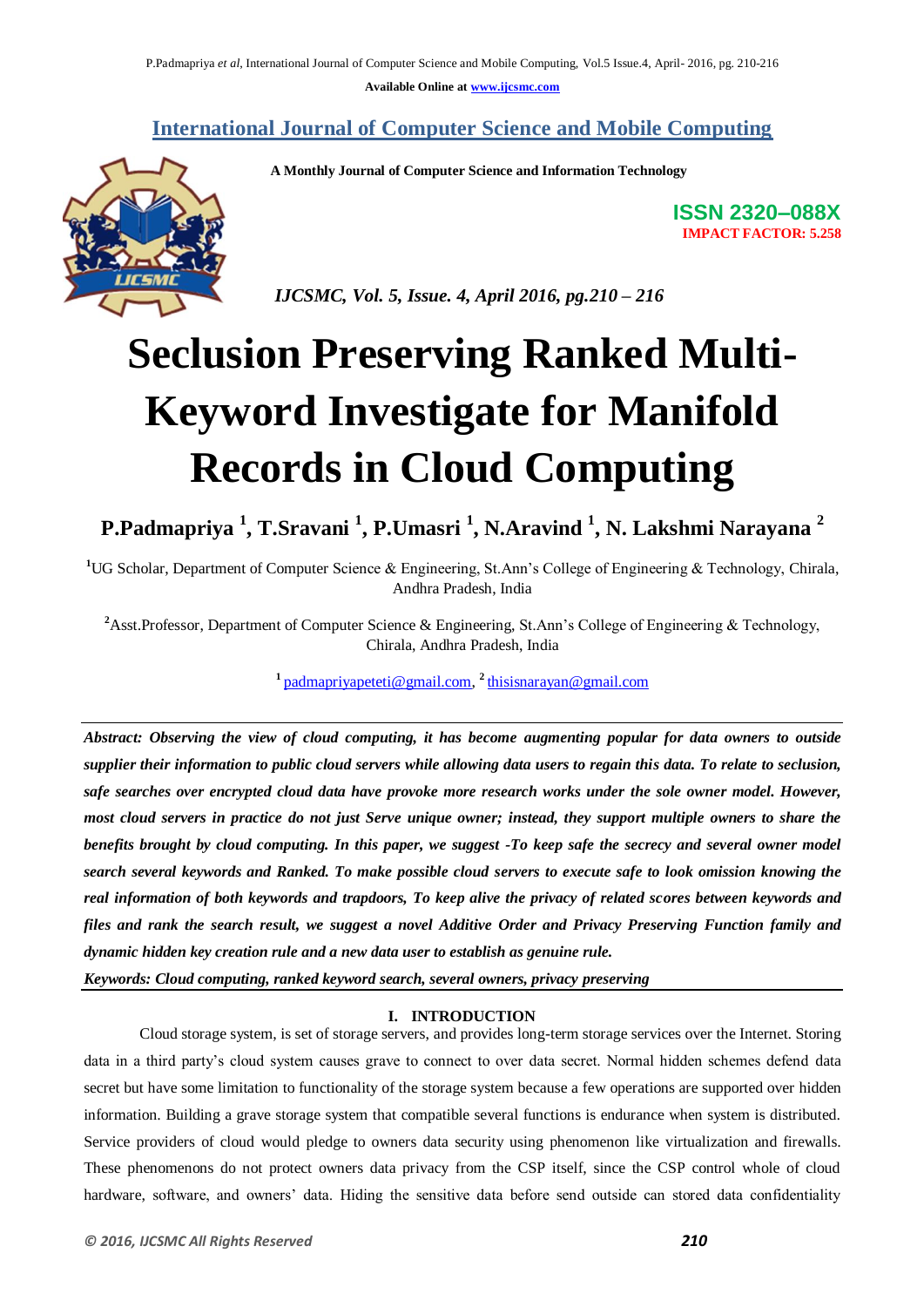# International Journal of Computer Science and Mobile Computing

**A Monthly Journal of Computer Science and Information Technology**

**ISSN 2320–088X**
**IMPACT FACTOR: 5.258**

*IJCSMC, Vol. 5, Issue. 4, April 2016, pg.210 – 216*

# Seclusion Preserving Ranked Multi-Keyword Investigate for Manifold Records in Cloud Computing

**P.Padmapriya [1], T.Sravani [1], P.Umasri [1], N.Aravind [1], N. Lakshmi Narayana [2]**

[1]UG Scholar, Department of Computer Science & Engineering, St.Ann's College of Engineering & Technology, Chirala, Andhra Pradesh, India

[2]Asst.Professor, Department of Computer Science & Engineering, St.Ann's College of Engineering & Technology, Chirala, Andhra Pradesh, India

[1] padmapriyapeteti@gmail.com, [2] thisisnarayan@gmail.com

***Abstract:*** ***Observing the view of cloud computing, it has become augmenting popular for data owners to outside supplier their information to public cloud servers while allowing data users to regain this data. To relate to seclusion, safe searches over encrypted cloud data have provoke more research works under the sole owner model. However, most cloud servers in practice do not just Serve unique owner; instead, they support multiple owners to share the benefits brought by cloud computing. In this paper, we suggest -To keep safe the secrecy and several owner model search several keywords and Ranked. To make possible cloud servers to execute safe to look omission knowing the real information of both keywords and trapdoors, To keep alive the privacy of related scores between keywords and files and rank the search result, we suggest a novel Additive Order and Privacy Preserving Function family and dynamic hidden key creation rule and a new data user to establish as genuine rule.***

***Keywords: Cloud computing, ranked keyword search, several owners, privacy preserving***

## I. INTRODUCTION

Cloud storage system, is set of storage servers, and provides long-term storage services over the Internet. Storing data in a third party's cloud system causes grave to connect to over data secret. Normal hidden schemes defend data secret but have some limitation to functionality of the storage system because a few operations are supported over hidden information. Building a grave storage system that compatible several functions is endurance when system is distributed. Service providers of cloud would pledge to owners data security using phenomenon like virtualization and firewalls. These phenomenons do not protect owners data privacy from the CSP itself, since the CSP control whole of cloud hardware, software, and owners' data. Hiding the sensitive data before send outside can stored data confidentiality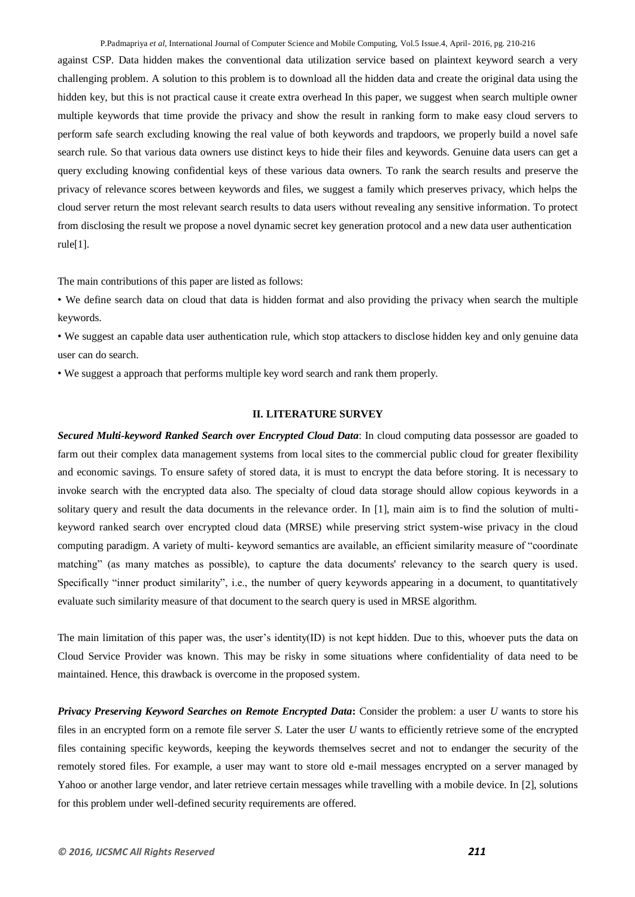against CSP. Data hidden makes the conventional data utilization service based on plaintext keyword search a very challenging problem. A solution to this problem is to download all the hidden data and create the original data using the hidden key, but this is not practical cause it create extra overhead In this paper, we suggest when search multiple owner multiple keywords that time provide the privacy and show the result in ranking form to make easy cloud servers to perform safe search excluding knowing the real value of both keywords and trapdoors, we properly build a novel safe search rule. So that various data owners use distinct keys to hide their files and keywords. Genuine data users can get a query excluding knowing confidential keys of these various data owners. To rank the search results and preserve the privacy of relevance scores between keywords and files, we suggest a family which preserves privacy, which helps the cloud server return the most relevant search results to data users without revealing any sensitive information. To protect from disclosing the result we propose a novel dynamic secret key generation protocol and a new data user authentication rule[1].

The main contributions of this paper are listed as follows:

• We define search data on cloud that data is hidden format and also providing the privacy when search the multiple keywords.

• We suggest an capable data user authentication rule, which stop attackers to disclose hidden key and only genuine data user can do search.

• We suggest a approach that performs multiple key word search and rank them properly.

## II. LITERATURE SURVEY

***Secured Multi-keyword Ranked Search over Encrypted Cloud Data***: In cloud computing data possessor are goaded to farm out their complex data management systems from local sites to the commercial public cloud for greater flexibility and economic savings. To ensure safety of stored data, it is must to encrypt the data before storing. It is necessary to invoke search with the encrypted data also. The specialty of cloud data storage should allow copious keywords in a solitary query and result the data documents in the relevance order. In [1], main aim is to find the solution of multi-keyword ranked search over encrypted cloud data (MRSE) while preserving strict system-wise privacy in the cloud computing paradigm. A variety of multi- keyword semantics are available, an efficient similarity measure of "coordinate matching" (as many matches as possible), to capture the data documents' relevancy to the search query is used. Specifically "inner product similarity", i.e., the number of query keywords appearing in a document, to quantitatively evaluate such similarity measure of that document to the search query is used in MRSE algorithm.

The main limitation of this paper was, the user's identity(ID) is not kept hidden. Due to this, whoever puts the data on Cloud Service Provider was known. This may be risky in some situations where confidentiality of data need to be maintained. Hence, this drawback is overcome in the proposed system.

***Privacy Preserving Keyword Searches on Remote Encrypted Data*****:** Consider the problem: a user *U* wants to store his files in an encrypted form on a remote file server *S*. Later the user *U* wants to efficiently retrieve some of the encrypted files containing specific keywords, keeping the keywords themselves secret and not to endanger the security of the remotely stored files. For example, a user may want to store old e-mail messages encrypted on a server managed by Yahoo or another large vendor, and later retrieve certain messages while travelling with a mobile device. In [2], solutions for this problem under well-defined security requirements are offered.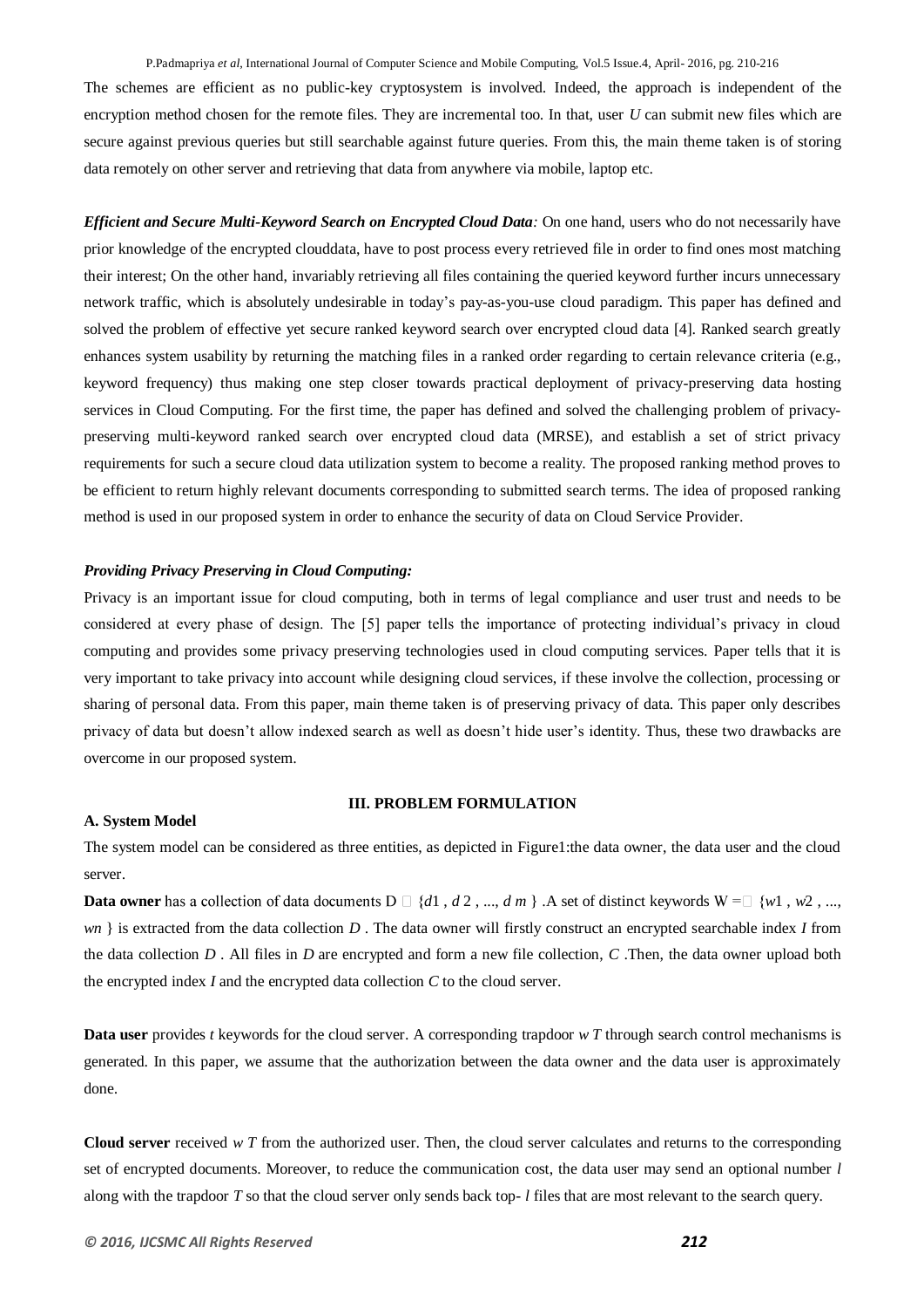The schemes are efficient as no public-key cryptosystem is involved. Indeed, the approach is independent of the encryption method chosen for the remote files. They are incremental too. In that, user *U* can submit new files which are secure against previous queries but still searchable against future queries. From this, the main theme taken is of storing data remotely on other server and retrieving that data from anywhere via mobile, laptop etc.

***Efficient and Secure Multi-Keyword Search on Encrypted Cloud Data:*** On one hand, users who do not necessarily have prior knowledge of the encrypted clouddata, have to post process every retrieved file in order to find ones most matching their interest; On the other hand, invariably retrieving all files containing the queried keyword further incurs unnecessary network traffic, which is absolutely undesirable in today's pay-as-you-use cloud paradigm. This paper has defined and solved the problem of effective yet secure ranked keyword search over encrypted cloud data [4]. Ranked search greatly enhances system usability by returning the matching files in a ranked order regarding to certain relevance criteria (e.g., keyword frequency) thus making one step closer towards practical deployment of privacy-preserving data hosting services in Cloud Computing. For the first time, the paper has defined and solved the challenging problem of privacy-preserving multi-keyword ranked search over encrypted cloud data (MRSE), and establish a set of strict privacy requirements for such a secure cloud data utilization system to become a reality. The proposed ranking method proves to be efficient to return highly relevant documents corresponding to submitted search terms. The idea of proposed ranking method is used in our proposed system in order to enhance the security of data on Cloud Service Provider.

***Providing Privacy Preserving in Cloud Computing:***

Privacy is an important issue for cloud computing, both in terms of legal compliance and user trust and needs to be considered at every phase of design. The [5] paper tells the importance of protecting individual's privacy in cloud computing and provides some privacy preserving technologies used in cloud computing services. Paper tells that it is very important to take privacy into account while designing cloud services, if these involve the collection, processing or sharing of personal data. From this paper, main theme taken is of preserving privacy of data. This paper only describes privacy of data but doesn't allow indexed search as well as doesn't hide user's identity. Thus, these two drawbacks are overcome in our proposed system.

## III. PROBLEM FORMULATION

### A. System Model

The system model can be considered as three entities, as depicted in Figure1:the data owner, the data user and the cloud server.

**Data owner** has a collection of data documents $D = \{d_1, d_2, ..., d_m\}$ .A set of distinct keywords $W = \{w_1, w_2, ..., w_n\}$ is extracted from the data collection $D$ . The data owner will firstly construct an encrypted searchable index $I$ from the data collection $D$ . All files in $D$ are encrypted and form a new file collection, $C$ .Then, the data owner upload both the encrypted index $I$ and the encrypted data collection $C$ to the cloud server.

**Data user** provides $t$ keywords for the cloud server. A corresponding trapdoor $w\,T$ through search control mechanisms is generated. In this paper, we assume that the authorization between the data owner and the data user is approximately done.

**Cloud server** received $w\,T$ from the authorized user. Then, the cloud server calculates and returns to the corresponding set of encrypted documents. Moreover, to reduce the communication cost, the data user may send an optional number $l$ along with the trapdoor $T$ so that the cloud server only sends back top- $l$ files that are most relevant to the search query.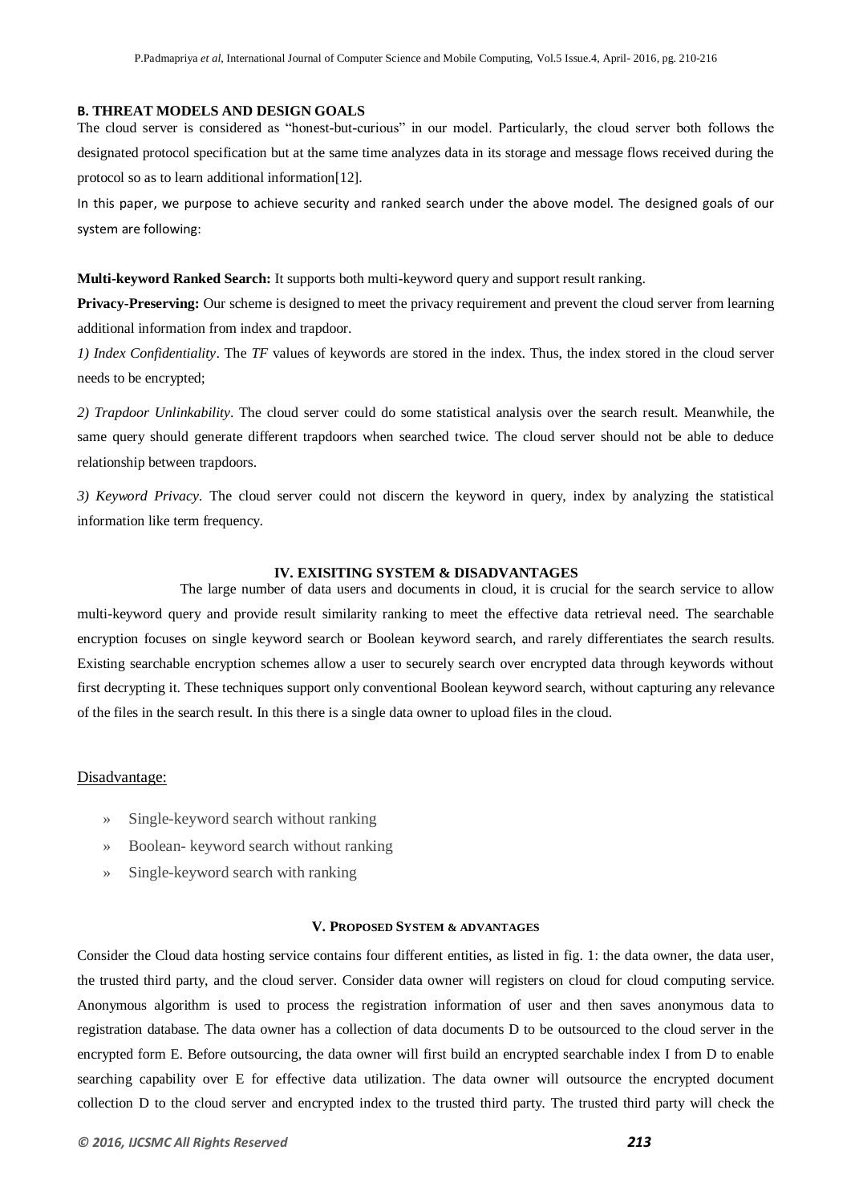### B. THREAT MODELS AND DESIGN GOALS

The cloud server is considered as "honest-but-curious" in our model. Particularly, the cloud server both follows the designated protocol specification but at the same time analyzes data in its storage and message flows received during the protocol so as to learn additional information[12].

In this paper, we purpose to achieve security and ranked search under the above model. The designed goals of our system are following:

**Multi-keyword Ranked Search:** It supports both multi-keyword query and support result ranking.

**Privacy-Preserving:** Our scheme is designed to meet the privacy requirement and prevent the cloud server from learning additional information from index and trapdoor.

*1) Index Confidentiality*. The *TF* values of keywords are stored in the index. Thus, the index stored in the cloud server needs to be encrypted;

*2) Trapdoor Unlinkability*. The cloud server could do some statistical analysis over the search result. Meanwhile, the same query should generate different trapdoors when searched twice. The cloud server should not be able to deduce relationship between trapdoors.

*3) Keyword Privacy*. The cloud server could not discern the keyword in query, index by analyzing the statistical information like term frequency.

## IV. EXISITING SYSTEM & DISADVANTAGES

The large number of data users and documents in cloud, it is crucial for the search service to allow multi-keyword query and provide result similarity ranking to meet the effective data retrieval need. The searchable encryption focuses on single keyword search or Boolean keyword search, and rarely differentiates the search results. Existing searchable encryption schemes allow a user to securely search over encrypted data through keywords without first decrypting it. These techniques support only conventional Boolean keyword search, without capturing any relevance of the files in the search result. In this there is a single data owner to upload files in the cloud.

Disadvantage:

» Single-keyword search without ranking

» Boolean- keyword search without ranking

» Single-keyword search with ranking

## V. PROPOSED SYSTEM & ADVANTAGES

Consider the Cloud data hosting service contains four different entities, as listed in fig. 1: the data owner, the data user, the trusted third party, and the cloud server. Consider data owner will registers on cloud for cloud computing service. Anonymous algorithm is used to process the registration information of user and then saves anonymous data to registration database. The data owner has a collection of data documents D to be outsourced to the cloud server in the encrypted form E. Before outsourcing, the data owner will first build an encrypted searchable index I from D to enable searching capability over E for effective data utilization. The data owner will outsource the encrypted document collection D to the cloud server and encrypted index to the trusted third party. The trusted third party will check the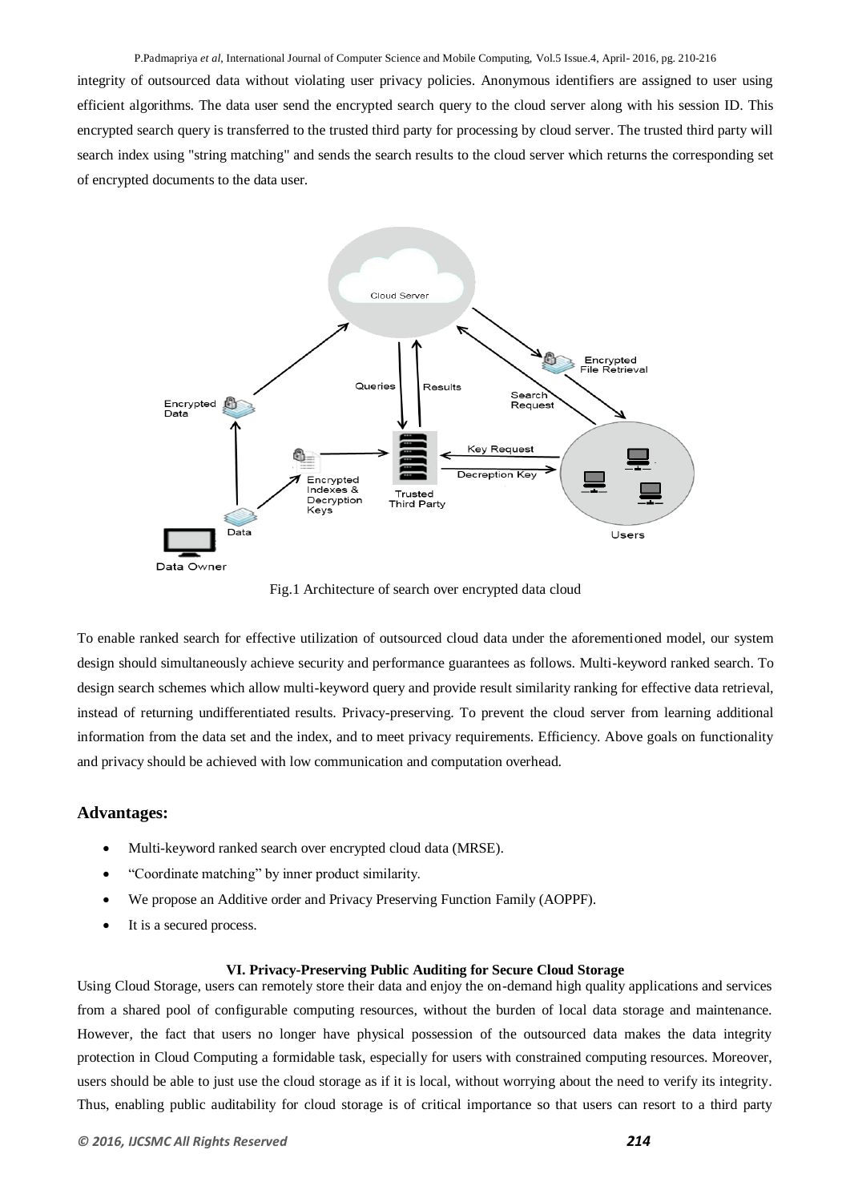integrity of outsourced data without violating user privacy policies. Anonymous identifiers are assigned to user using efficient algorithms. The data user send the encrypted search query to the cloud server along with his session ID. This encrypted search query is transferred to the trusted third party for processing by cloud server. The trusted third party will search index using "string matching" and sends the search results to the cloud server which returns the corresponding set of encrypted documents to the data user.

Fig.1 Architecture of search over encrypted data cloud

To enable ranked search for effective utilization of outsourced cloud data under the aforementioned model, our system design should simultaneously achieve security and performance guarantees as follows. Multi-keyword ranked search. To design search schemes which allow multi-keyword query and provide result similarity ranking for effective data retrieval, instead of returning undifferentiated results. Privacy-preserving. To prevent the cloud server from learning additional information from the data set and the index, and to meet privacy requirements. Efficiency. Above goals on functionality and privacy should be achieved with low communication and computation overhead.

## Advantages:

- Multi-keyword ranked search over encrypted cloud data (MRSE).
- "Coordinate matching" by inner product similarity.
- We propose an Additive order and Privacy Preserving Function Family (AOPPF).
- It is a secured process.

### VI. Privacy-Preserving Public Auditing for Secure Cloud Storage

Using Cloud Storage, users can remotely store their data and enjoy the on-demand high quality applications and services from a shared pool of configurable computing resources, without the burden of local data storage and maintenance. However, the fact that users no longer have physical possession of the outsourced data makes the data integrity protection in Cloud Computing a formidable task, especially for users with constrained computing resources. Moreover, users should be able to just use the cloud storage as if it is local, without worrying about the need to verify its integrity. Thus, enabling public auditability for cloud storage is of critical importance so that users can resort to a third party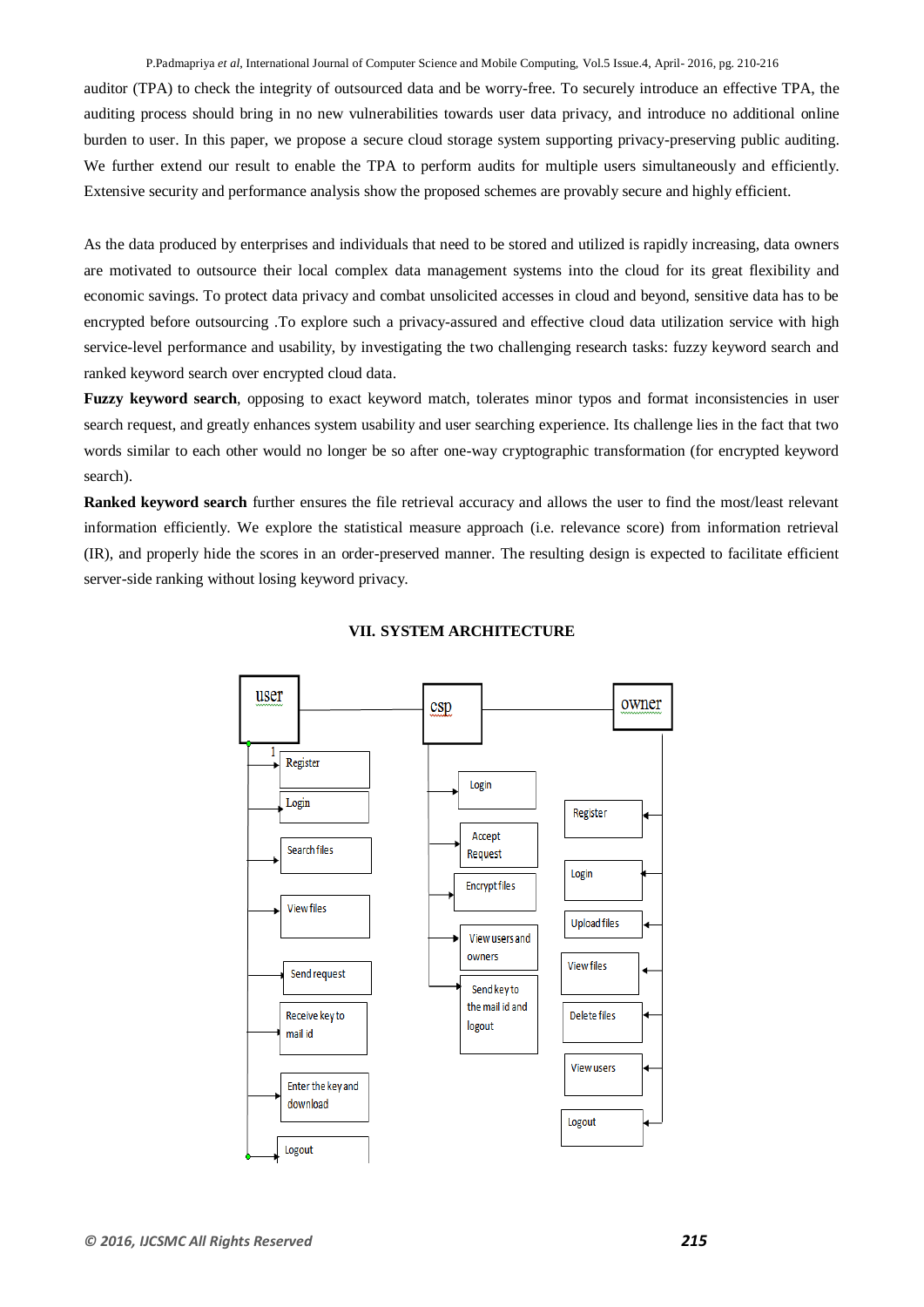auditor (TPA) to check the integrity of outsourced data and be worry-free. To securely introduce an effective TPA, the auditing process should bring in no new vulnerabilities towards user data privacy, and introduce no additional online burden to user. In this paper, we propose a secure cloud storage system supporting privacy-preserving public auditing. We further extend our result to enable the TPA to perform audits for multiple users simultaneously and efficiently. Extensive security and performance analysis show the proposed schemes are provably secure and highly efficient.

As the data produced by enterprises and individuals that need to be stored and utilized is rapidly increasing, data owners are motivated to outsource their local complex data management systems into the cloud for its great flexibility and economic savings. To protect data privacy and combat unsolicited accesses in cloud and beyond, sensitive data has to be encrypted before outsourcing .To explore such a privacy-assured and effective cloud data utilization service with high service-level performance and usability, by investigating the two challenging research tasks: fuzzy keyword search and ranked keyword search over encrypted cloud data.

**Fuzzy keyword search**, opposing to exact keyword match, tolerates minor typos and format inconsistencies in user search request, and greatly enhances system usability and user searching experience. Its challenge lies in the fact that two words similar to each other would no longer be so after one-way cryptographic transformation (for encrypted keyword search).

**Ranked keyword search** further ensures the file retrieval accuracy and allows the user to find the most/least relevant information efficiently. We explore the statistical measure approach (i.e. relevance score) from information retrieval (IR), and properly hide the scores in an order-preserved manner. The resulting design is expected to facilitate efficient server-side ranking without losing keyword privacy.

## VII. SYSTEM ARCHITECTURE

user: Register, Login, Search files, View files, Send request, Receive key to mail id, Enter the key and download, Logout

csp: Login, Accept Request, Encrypt files, View users and owners, Send key to the mail id and logout

owner: Register, Login, Upload files, View files, Delete files, View users, Logout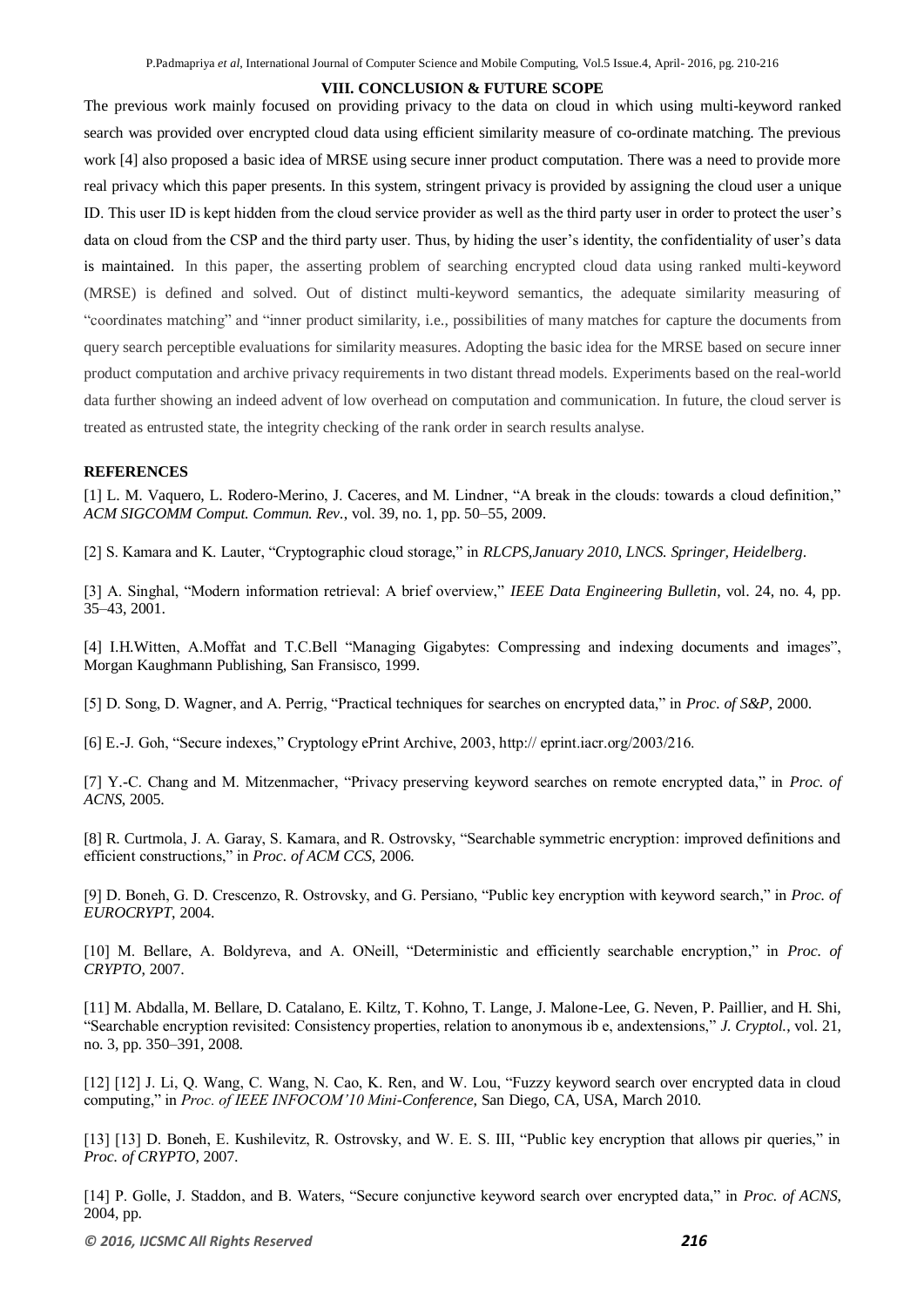## VIII. CONCLUSION & FUTURE SCOPE

The previous work mainly focused on providing privacy to the data on cloud in which using multi-keyword ranked search was provided over encrypted cloud data using efficient similarity measure of co-ordinate matching. The previous work [4] also proposed a basic idea of MRSE using secure inner product computation. There was a need to provide more real privacy which this paper presents. In this system, stringent privacy is provided by assigning the cloud user a unique ID. This user ID is kept hidden from the cloud service provider as well as the third party user in order to protect the user's data on cloud from the CSP and the third party user. Thus, by hiding the user's identity, the confidentiality of user's data is maintained. In this paper, the asserting problem of searching encrypted cloud data using ranked multi-keyword (MRSE) is defined and solved. Out of distinct multi-keyword semantics, the adequate similarity measuring of "coordinates matching" and "inner product similarity, i.e., possibilities of many matches for capture the documents from query search perceptible evaluations for similarity measures. Adopting the basic idea for the MRSE based on secure inner product computation and archive privacy requirements in two distant thread models. Experiments based on the real-world data further showing an indeed advent of low overhead on computation and communication. In future, the cloud server is treated as entrusted state, the integrity checking of the rank order in search results analyse.

## REFERENCES

[1] L. M. Vaquero, L. Rodero-Merino, J. Caceres, and M. Lindner, "A break in the clouds: towards a cloud definition," *ACM SIGCOMM Comput. Commun. Rev.*, vol. 39, no. 1, pp. 50–55, 2009.

[2] S. Kamara and K. Lauter, "Cryptographic cloud storage," in *RLCPS,January 2010, LNCS. Springer, Heidelberg*.

[3] A. Singhal, "Modern information retrieval: A brief overview," *IEEE Data Engineering Bulletin*, vol. 24, no. 4, pp. 35–43, 2001.

[4] I.H.Witten, A.Moffat and T.C.Bell "Managing Gigabytes: Compressing and indexing documents and images", Morgan Kaughmann Publishing, San Fransisco, 1999.

[5] D. Song, D. Wagner, and A. Perrig, "Practical techniques for searches on encrypted data," in *Proc. of S&P*, 2000.

[6] E.-J. Goh, "Secure indexes," Cryptology ePrint Archive, 2003, http:// eprint.iacr.org/2003/216.

[7] Y.-C. Chang and M. Mitzenmacher, "Privacy preserving keyword searches on remote encrypted data," in *Proc. of ACNS*, 2005.

[8] R. Curtmola, J. A. Garay, S. Kamara, and R. Ostrovsky, "Searchable symmetric encryption: improved definitions and efficient constructions," in *Proc. of ACM CCS*, 2006.

[9] D. Boneh, G. D. Crescenzo, R. Ostrovsky, and G. Persiano, "Public key encryption with keyword search," in *Proc. of EUROCRYPT*, 2004.

[10] M. Bellare, A. Boldyreva, and A. ONeill, "Deterministic and efficiently searchable encryption," in *Proc. of CRYPTO*, 2007.

[11] M. Abdalla, M. Bellare, D. Catalano, E. Kiltz, T. Kohno, T. Lange, J. Malone-Lee, G. Neven, P. Paillier, and H. Shi, "Searchable encryption revisited: Consistency properties, relation to anonymous ib e, andextensions," *J. Cryptol.*, vol. 21, no. 3, pp. 350–391, 2008.

[12] [12] J. Li, Q. Wang, C. Wang, N. Cao, K. Ren, and W. Lou, "Fuzzy keyword search over encrypted data in cloud computing," in *Proc. of IEEE INFOCOM'10 Mini-Conference*, San Diego, CA, USA, March 2010.

[13] [13] D. Boneh, E. Kushilevitz, R. Ostrovsky, and W. E. S. III, "Public key encryption that allows pir queries," in *Proc. of CRYPTO*, 2007.

[14] P. Golle, J. Staddon, and B. Waters, "Secure conjunctive keyword search over encrypted data," in *Proc. of ACNS*, 2004, pp.